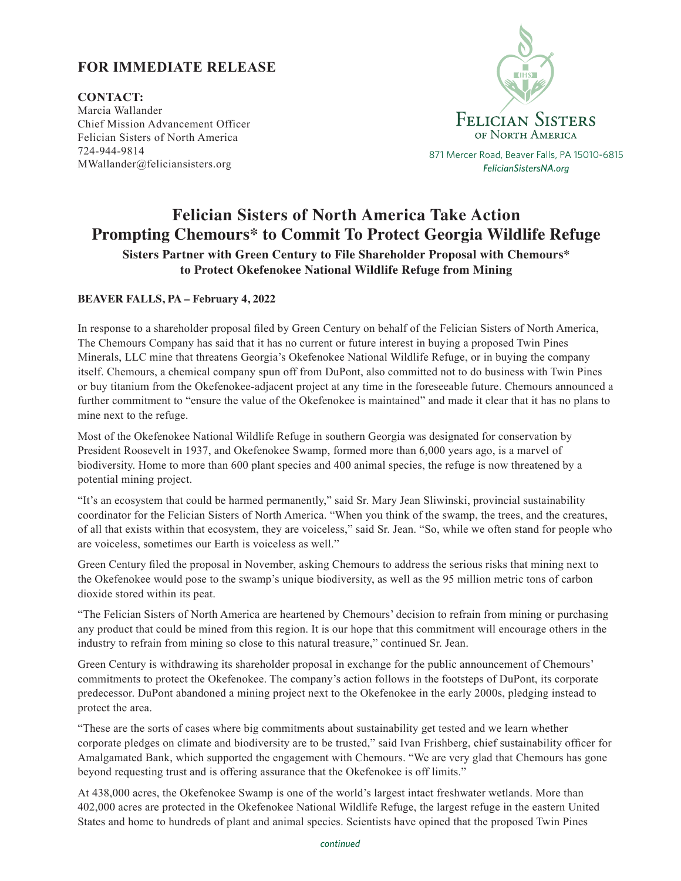**FOR IMMEDIATE RELEASE**

**CONTACT:**
Marcia Wallander
Chief Mission Advancement Officer
Felician Sisters of North America
724-944-9814
MWallander@feliciansisters.org

FELICIAN SISTERS
OF NORTH AMERICA
871 Mercer Road, Beaver Falls, PA 15010-6815
*FelicianSistersNA.org*

# Felician Sisters of North America Take Action Prompting Chemours* to Commit To Protect Georgia Wildlife Refuge

### Sisters Partner with Green Century to File Shareholder Proposal with Chemours* to Protect Okefenokee National Wildlife Refuge from Mining

**BEAVER FALLS, PA – February 4, 2022**

In response to a shareholder proposal filed by Green Century on behalf of the Felician Sisters of North America, The Chemours Company has said that it has no current or future interest in buying a proposed Twin Pines Minerals, LLC mine that threatens Georgia's Okefenokee National Wildlife Refuge, or in buying the company itself. Chemours, a chemical company spun off from DuPont, also committed not to do business with Twin Pines or buy titanium from the Okefenokee-adjacent project at any time in the foreseeable future. Chemours announced a further commitment to "ensure the value of the Okefenokee is maintained" and made it clear that it has no plans to mine next to the refuge.

Most of the Okefenokee National Wildlife Refuge in southern Georgia was designated for conservation by President Roosevelt in 1937, and Okefenokee Swamp, formed more than 6,000 years ago, is a marvel of biodiversity. Home to more than 600 plant species and 400 animal species, the refuge is now threatened by a potential mining project.

"It's an ecosystem that could be harmed permanently," said Sr. Mary Jean Sliwinski, provincial sustainability coordinator for the Felician Sisters of North America. "When you think of the swamp, the trees, and the creatures, of all that exists within that ecosystem, they are voiceless," said Sr. Jean. "So, while we often stand for people who are voiceless, sometimes our Earth is voiceless as well."

Green Century filed the proposal in November, asking Chemours to address the serious risks that mining next to the Okefenokee would pose to the swamp's unique biodiversity, as well as the 95 million metric tons of carbon dioxide stored within its peat.

"The Felician Sisters of North America are heartened by Chemours' decision to refrain from mining or purchasing any product that could be mined from this region. It is our hope that this commitment will encourage others in the industry to refrain from mining so close to this natural treasure," continued Sr. Jean.

Green Century is withdrawing its shareholder proposal in exchange for the public announcement of Chemours' commitments to protect the Okefenokee. The company's action follows in the footsteps of DuPont, its corporate predecessor. DuPont abandoned a mining project next to the Okefenokee in the early 2000s, pledging instead to protect the area.

"These are the sorts of cases where big commitments about sustainability get tested and we learn whether corporate pledges on climate and biodiversity are to be trusted," said Ivan Frishberg, chief sustainability officer for Amalgamated Bank, which supported the engagement with Chemours. "We are very glad that Chemours has gone beyond requesting trust and is offering assurance that the Okefenokee is off limits."

At 438,000 acres, the Okefenokee Swamp is one of the world's largest intact freshwater wetlands. More than 402,000 acres are protected in the Okefenokee National Wildlife Refuge, the largest refuge in the eastern United States and home to hundreds of plant and animal species. Scientists have opined that the proposed Twin Pines

*continued*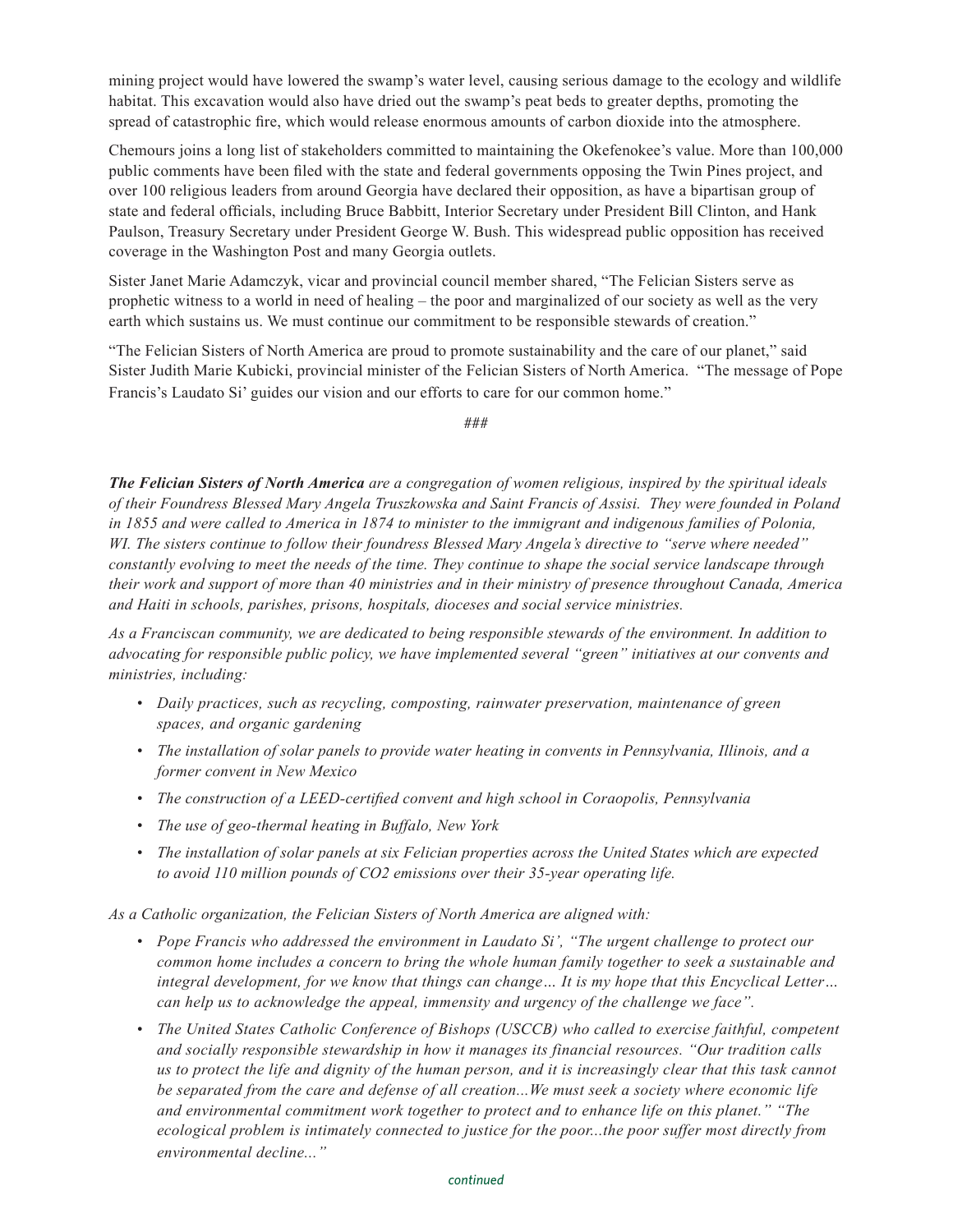mining project would have lowered the swamp's water level, causing serious damage to the ecology and wildlife habitat. This excavation would also have dried out the swamp's peat beds to greater depths, promoting the spread of catastrophic fire, which would release enormous amounts of carbon dioxide into the atmosphere.

Chemours joins a long list of stakeholders committed to maintaining the Okefenokee's value. More than 100,000 public comments have been filed with the state and federal governments opposing the Twin Pines project, and over 100 religious leaders from around Georgia have declared their opposition, as have a bipartisan group of state and federal officials, including Bruce Babbitt, Interior Secretary under President Bill Clinton, and Hank Paulson, Treasury Secretary under President George W. Bush. This widespread public opposition has received coverage in the Washington Post and many Georgia outlets.

Sister Janet Marie Adamczyk, vicar and provincial council member shared, "The Felician Sisters serve as prophetic witness to a world in need of healing – the poor and marginalized of our society as well as the very earth which sustains us. We must continue our commitment to be responsible stewards of creation."

"The Felician Sisters of North America are proud to promote sustainability and the care of our planet," said Sister Judith Marie Kubicki, provincial minister of the Felician Sisters of North America. "The message of Pope Francis's Laudato Si' guides our vision and our efforts to care for our common home."

###

***The Felician Sisters of North America*** *are a congregation of women religious, inspired by the spiritual ideals of their Foundress Blessed Mary Angela Truszkowska and Saint Francis of Assisi. They were founded in Poland in 1855 and were called to America in 1874 to minister to the immigrant and indigenous families of Polonia, WI. The sisters continue to follow their foundress Blessed Mary Angela's directive to "serve where needed" constantly evolving to meet the needs of the time. They continue to shape the social service landscape through their work and support of more than 40 ministries and in their ministry of presence throughout Canada, America and Haiti in schools, parishes, prisons, hospitals, dioceses and social service ministries.*

*As a Franciscan community, we are dedicated to being responsible stewards of the environment. In addition to advocating for responsible public policy, we have implemented several "green" initiatives at our convents and ministries, including:*

- *Daily practices, such as recycling, composting, rainwater preservation, maintenance of green spaces, and organic gardening*
- *The installation of solar panels to provide water heating in convents in Pennsylvania, Illinois, and a former convent in New Mexico*
- *The construction of a LEED-certified convent and high school in Coraopolis, Pennsylvania*
- *The use of geo-thermal heating in Buffalo, New York*
- *The installation of solar panels at six Felician properties across the United States which are expected to avoid 110 million pounds of $CO_2$ emissions over their 35-year operating life.*

*As a Catholic organization, the Felician Sisters of North America are aligned with:*

- *Pope Francis who addressed the environment in Laudato Si', "The urgent challenge to protect our common home includes a concern to bring the whole human family together to seek a sustainable and integral development, for we know that things can change… It is my hope that this Encyclical Letter… can help us to acknowledge the appeal, immensity and urgency of the challenge we face".*
- *The United States Catholic Conference of Bishops (USCCB) who called to exercise faithful, competent and socially responsible stewardship in how it manages its financial resources. "Our tradition calls us to protect the life and dignity of the human person, and it is increasingly clear that this task cannot be separated from the care and defense of all creation...We must seek a society where economic life and environmental commitment work together to protect and to enhance life on this planet." "The ecological problem is intimately connected to justice for the poor...the poor suffer most directly from environmental decline..."*

*continued*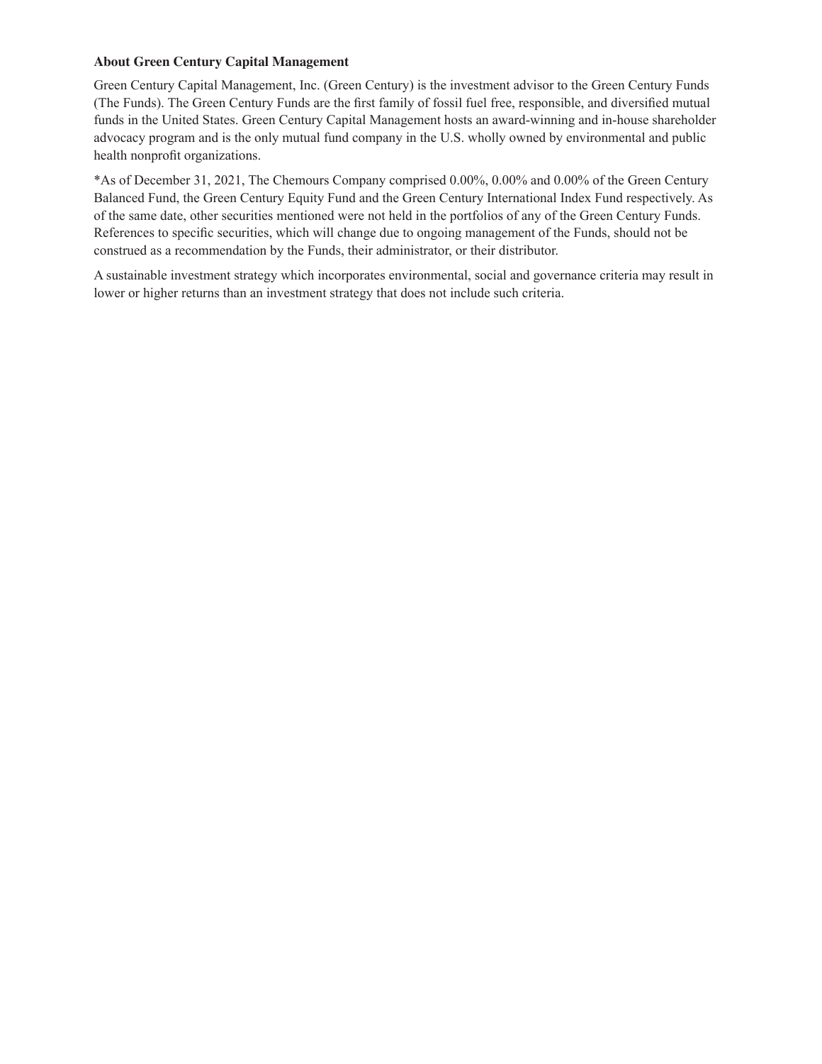**About Green Century Capital Management**

Green Century Capital Management, Inc. (Green Century) is the investment advisor to the Green Century Funds (The Funds). The Green Century Funds are the first family of fossil fuel free, responsible, and diversified mutual funds in the United States. Green Century Capital Management hosts an award-winning and in-house shareholder advocacy program and is the only mutual fund company in the U.S. wholly owned by environmental and public health nonprofit organizations.

*As of December 31, 2021, The Chemours Company comprised 0.00%, 0.00% and 0.00% of the Green Century Balanced Fund, the Green Century Equity Fund and the Green Century International Index Fund respectively. As of the same date, other securities mentioned were not held in the portfolios of any of the Green Century Funds. References to specific securities, which will change due to ongoing management of the Funds, should not be construed as a recommendation by the Funds, their administrator, or their distributor.

A sustainable investment strategy which incorporates environmental, social and governance criteria may result in lower or higher returns than an investment strategy that does not include such criteria.